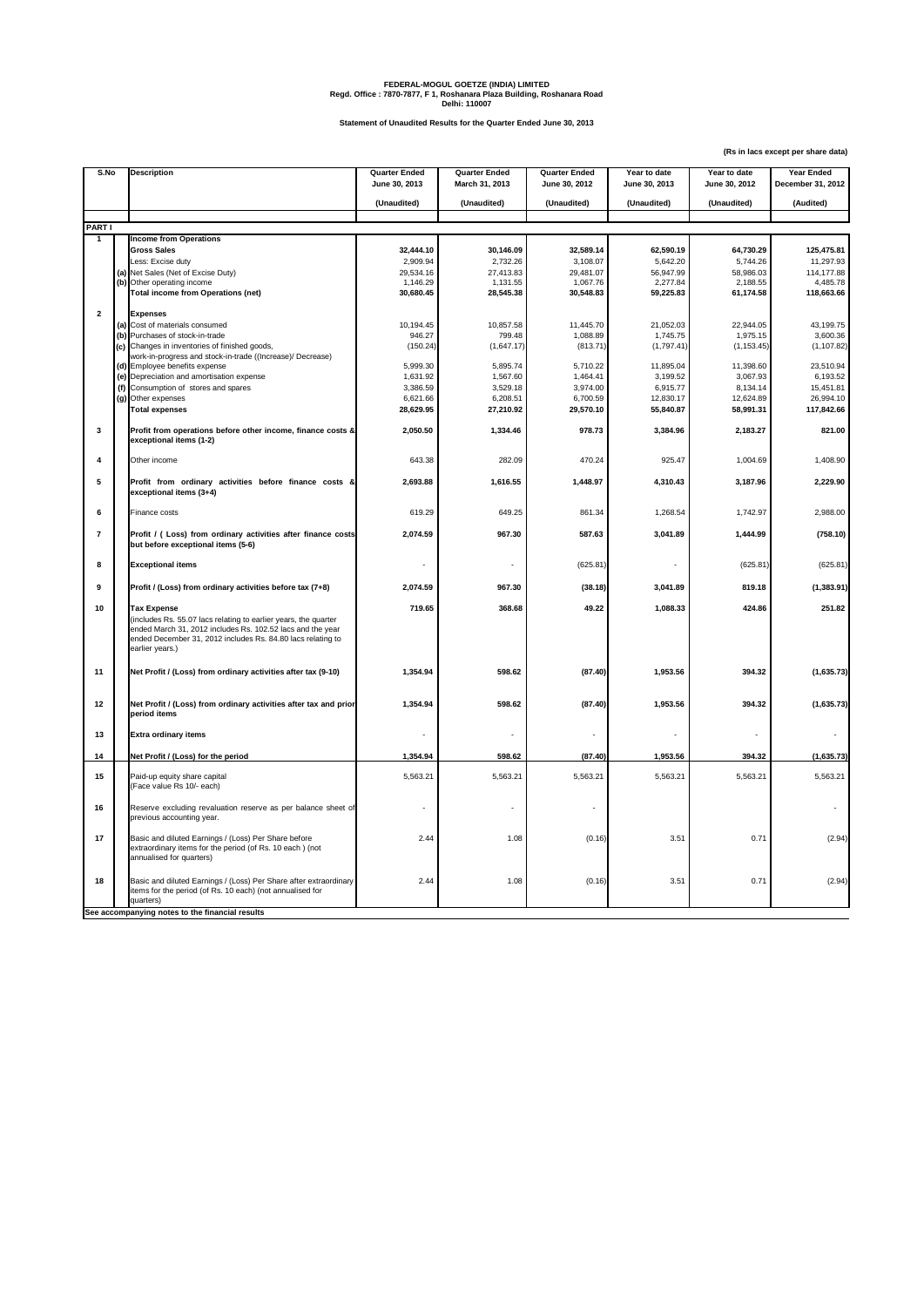**FEDERAL-MOGUL GOETZE (INDIA) LIMITED**
**Regd. Office : 7870-7877, F 1, Roshanara Plaza Building, Roshanara Road**
**Delhi: 110007**

**Statement of Unaudited Results for the Quarter Ended June 30, 2013**

**(Rs in lacs except per share data)**

| S.No | | Description | Quarter Ended June 30, 2013 | Quarter Ended March 31, 2013 | Quarter Ended June 30, 2012 | Year to date June 30, 2013 | Year to date June 30, 2012 | Year Ended December 31, 2012 |
|---|---|---|---|---|---|---|---|---|
| | | | (Unaudited) | (Unaudited) | (Unaudited) | (Unaudited) | (Unaudited) | (Audited) |
| **PART I** | | | | | | | | |
| 1 | | **Income from Operations** | | | | | | |
| | | **Gross Sales** | **32,444.10** | **30,146.09** | **32,589.14** | **62,590.19** | **64,730.29** | **125,475.81** |
| | | Less: Excise duty | 2,909.94 | 2,732.26 | 3,108.07 | 5,642.20 | 5,744.26 | 11,297.93 |
| | (a) | Net Sales (Net of Excise Duty) | 29,534.16 | 27,413.83 | 29,481.07 | 56,947.99 | 58,986.03 | 114,177.88 |
| | (b) | Other operating income | 1,146.29 | 1,131.55 | 1,067.76 | 2,277.84 | 2,188.55 | 4,485.78 |
| | | **Total income from Operations (net)** | **30,680.45** | **28,545.38** | **30,548.83** | **59,225.83** | **61,174.58** | **118,663.66** |
| 2 | | **Expenses** | | | | | | |
| | (a) | Cost of materials consumed | 10,194.45 | 10,857.58 | 11,445.70 | 21,052.03 | 22,944.05 | 43,199.75 |
| | (b) | Purchases of stock-in-trade | 946.27 | 799.48 | 1,088.89 | 1,745.75 | 1,975.15 | 3,600.36 |
| | (c) | Changes in inventories of finished goods, work-in-progress and stock-in-trade ((Increase)/ Decrease) | (150.24) | (1,647.17) | (813.71) | (1,797.41) | (1,153.45) | (1,107.82) |
| | (d) | Employee benefits expense | 5,999.30 | 5,895.74 | 5,710.22 | 11,895.04 | 11,398.60 | 23,510.94 |
| | (e) | Depreciation and amortisation expense | 1,631.92 | 1,567.60 | 1,464.41 | 3,199.52 | 3,067.93 | 6,193.52 |
| | (f) | Consumption of stores and spares | 3,386.59 | 3,529.18 | 3,974.00 | 6,915.77 | 8,134.14 | 15,451.81 |
| | (g) | Other expenses | 6,621.66 | 6,208.51 | 6,700.59 | 12,830.17 | 12,624.89 | 26,994.10 |
| | | **Total expenses** | **28,629.95** | **27,210.92** | **29,570.10** | **55,840.87** | **58,991.31** | **117,842.66** |
| 3 | | **Profit from operations before other income, finance costs & exceptional items (1-2)** | **2,050.50** | **1,334.46** | **978.73** | **3,384.96** | **2,183.27** | **821.00** |
| 4 | | Other income | 643.38 | 282.09 | 470.24 | 925.47 | 1,004.69 | 1,408.90 |
| 5 | | **Profit from ordinary activities before finance costs & exceptional items (3+4)** | **2,693.88** | **1,616.55** | **1,448.97** | **4,310.43** | **3,187.96** | **2,229.90** |
| 6 | | Finance costs | 619.29 | 649.25 | 861.34 | 1,268.54 | 1,742.97 | 2,988.00 |
| 7 | | **Profit / ( Loss) from ordinary activities after finance costs but before exceptional items (5-6)** | **2,074.59** | **967.30** | **587.63** | **3,041.89** | **1,444.99** | **(758.10)** |
| 8 | | **Exceptional items** | - | - | (625.81) | - | (625.81) | (625.81) |
| 9 | | **Profit / (Loss) from ordinary activities before tax (7+8)** | **2,074.59** | **967.30** | **(38.18)** | **3,041.89** | **819.18** | **(1,383.91)** |
| 10 | | **Tax Expense** (includes Rs. 55.07 lacs relating to earlier years, the quarter ended March 31, 2012 includes Rs. 102.52 lacs and the year ended December 31, 2012 includes Rs. 84.80 lacs relating to earlier years.) | **719.65** | **368.68** | **49.22** | **1,088.33** | **424.86** | **251.82** |
| 11 | | **Net Profit / (Loss) from ordinary activities after tax (9-10)** | **1,354.94** | **598.62** | **(87.40)** | **1,953.56** | **394.32** | **(1,635.73)** |
| 12 | | **Net Profit / (Loss) from ordinary activities after tax and prior period items** | **1,354.94** | **598.62** | **(87.40)** | **1,953.56** | **394.32** | **(1,635.73)** |
| 13 | | **Extra ordinary items** | - | - | - | - | - | - |
| 14 | | **Net Profit / (Loss) for the period** | **1,354.94** | **598.62** | **(87.40)** | **1,953.56** | **394.32** | **(1,635.73)** |
| 15 | | Paid-up equity share capital (Face value Rs 10/- each) | 5,563.21 | 5,563.21 | 5,563.21 | 5,563.21 | 5,563.21 | 5,563.21 |
| 16 | | Reserve excluding revaluation reserve as per balance sheet of previous accounting year. | - | - | - | | | - |
| 17 | | Basic and diluted Earnings / (Loss) Per Share before extraordinary items for the period (of Rs. 10 each ) (not annualised for quarters) | 2.44 | 1.08 | (0.16) | 3.51 | 0.71 | (2.94) |
| 18 | | Basic and diluted Earnings / (Loss) Per Share after extraordinary items for the period (of Rs. 10 each) (not annualised for quarters) | 2.44 | 1.08 | (0.16) | 3.51 | 0.71 | (2.94) |

**See accompanying notes to the financial results**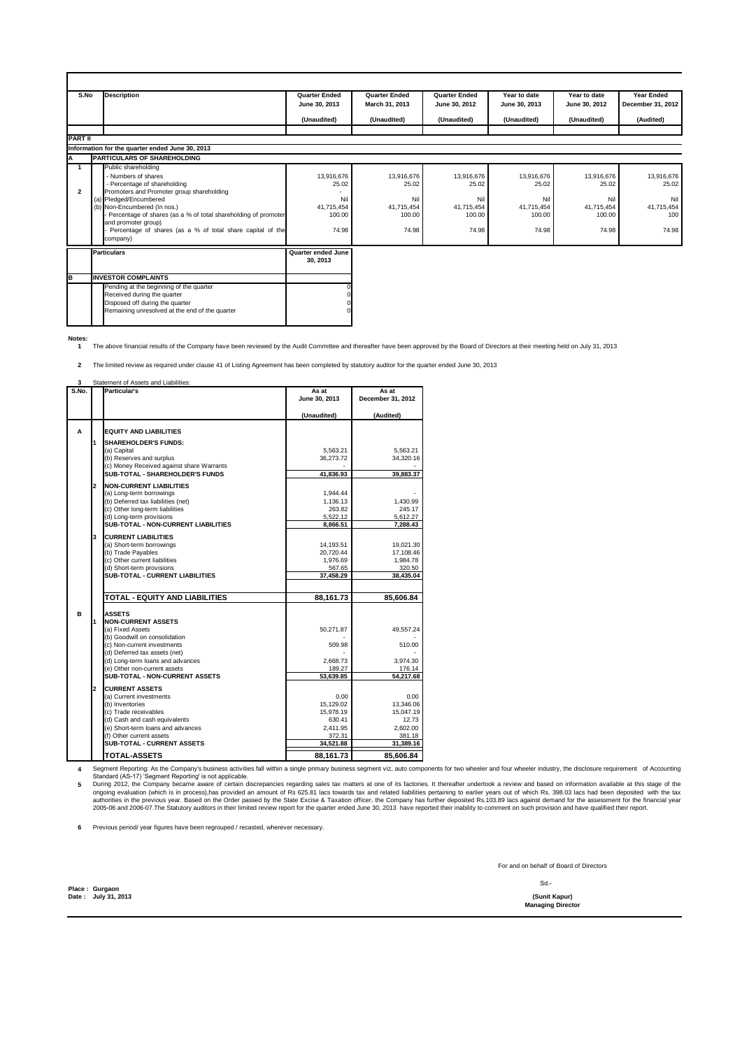| S.No | Description | Quarter Ended June 30, 2013 (Unaudited) | Quarter Ended March 31, 2013 (Unaudited) | Quarter Ended June 30, 2012 (Unaudited) | Year to date June 30, 2013 (Unaudited) | Year to date June 30, 2012 (Unaudited) | Year Ended December 31, 2012 (Audited) |
|---|---|---|---|---|---|---|---|
| **PART II** | | | | | | | |
| **Information for the quarter ended June 30, 2013** | | | | | | | |
| **A** | **PARTICULARS OF SHAREHOLDING** | | | | | | |
| 1 | Public shareholding | | | | | | |
| | - Numbers of shares | 13,916,676 | 13,916,676 | 13,916,676 | 13,916,676 | 13,916,676 | 13,916,676 |
| | - Percentage of shareholding | 25.02 | 25.02 | 25.02 | 25.02 | 25.02 | 25.02 |
| 2 | Promoters and Promoter group shareholding | - | | | | | |
| | (a) Pledged/Encumbered | Nil | Nil | Nil | Nil | Nil | Nil |
| | (b) Non-Encumbered (In nos.) | 41,715,454 | 41,715,454 | 41,715,454 | 41,715,454 | 41,715,454 | 41,715,454 |
| | - Percentage of shares (as a % of total shareholding of promoter and promoter group) | 100.00 | 100.00 | 100.00 | 100.00 | 100.00 | 100 |
| | - Percentage of shares (as a % of total share capital of the company) | 74.98 | 74.98 | 74.98 | 74.98 | 74.98 | 74.98 |

| | Particulars | Quarter ended June 30, 2013 |
|---|---|---|
| **B** | **INVESTOR COMPLAINTS** | |
| | Pending at the beginning of the quarter | 0 |
| | Received during the quarter | 0 |
| | Disposed off during the quarter | 0 |
| | Remaining unresolved at the end of the quarter | 0 |

**Notes:**

1 The above financial results of the Company have been reviewed by the Audit Committee and thereafter have been approved by the Board of Directors at their meeting held on July 31, 2013

2 The limited review as required under clause 41 of Listing Agreement has been completed by statutory auditor for the quarter ended June 30, 2013

3 Statement of Assets and Liabilities:

| S.No. | | Particular's | As at June 30, 2013 (Unaudited) | As at December 31, 2012 (Audited) |
|---|---|---|---|---|
| **A** | | **EQUITY AND LIABILITIES** | | |
| | 1 | **SHAREHOLDER'S FUNDS:** | | |
| | | (a) Capital | 5,563.21 | 5,563.21 |
| | | (b) Reserves and surplus | 36,273.72 | 34,320.16 |
| | | (c) Money Received against share Warrants | - | - |
| | | **SUB-TOTAL - SHAREHOLDER'S FUNDS** | **41,836.93** | **39,883.37** |
| | 2 | **NON-CURRENT LIABILITIES** | | |
| | | (a) Long-term borrowings | 1,944.44 | - |
| | | (b) Deferred tax liabilities (net) | 1,136.13 | 1,430.99 |
| | | (c) Other long-term liabilities | 263.82 | 245.17 |
| | | (d) Long-term provisions | 5,522.12 | 5,612.27 |
| | | **SUB-TOTAL - NON-CURRENT LIABILITIES** | **8,866.51** | **7,288.43** |
| | 3 | **CURRENT LIABILITIES** | | |
| | | (a) Short-term borrowings | 14,193.51 | 19,021.30 |
| | | (b) Trade Payables | 20,720.44 | 17,108.46 |
| | | (c) Other current liabilities | 1,976.69 | 1,984.78 |
| | | (d) Short-term provisions | 567.65 | 320.50 |
| | | **SUB-TOTAL - CURRENT LIABILITIES** | **37,458.29** | **38,435.04** |
| | | **TOTAL - EQUITY AND LIABILITIES** | **88,161.73** | **85,606.84** |
| **B** | | **ASSETS** | | |
| | 1 | **NON-CURRENT ASSETS** | | |
| | | (a) Fixed Assets | 50,271.87 | 49,557.24 |
| | | (b) Goodwill on consolidation | - | - |
| | | (c) Non-current investments | 509.98 | 510.00 |
| | | (d) Deferred tax assets (net) | - | - |
| | | (d) Long-term loans and advances | 2,668.73 | 3,974.30 |
| | | (e) Other non-current assets | 189.27 | 176.14 |
| | | **SUB-TOTAL - NON-CURRENT ASSETS** | **53,639.85** | **54,217.68** |
| | 2 | **CURRENT ASSETS** | | |
| | | (a) Current investments | 0.00 | 0.00 |
| | | (b) Inventories | 15,129.02 | 13,346.06 |
| | | (c) Trade receivables | 15,978.19 | 15,047.19 |
| | | (d) Cash and cash equivalents | 630.41 | 12.73 |
| | | (e) Short-term loans and advances | 2,411.95 | 2,602.00 |
| | | (f) Other current assets | 372.31 | 381.18 |
| | | **SUB-TOTAL - CURRENT ASSETS** | **34,521.88** | **31,389.16** |
| | | **TOTAL-ASSETS** | **88,161.73** | **85,606.84** |

4 Segment Reporting: As the Company's business activities fall within a single primary business segment viz, auto components for two wheeler and four wheeler industry, the disclosure requirement of Accounting Standard (AS-17) 'Segment Reporting' is not applicable.

5 During 2012, the Company became aware of certain discrepancies regarding sales tax matters at one of its factories. It thereafter undertook a review and based on information available at this stage of the ongoing evaluation (which is in process),has provided an amount of Rs 625.81 lacs towards tax and related liabilities pertaining to earlier years out of which Rs. 398.03 lacs had been deposited with the tax authorities in the previous year. Based on the Order passed by the State Excise & Taxation officer, the Company has further deposited Rs.103.89 lacs against demand for the assessment for the financial year 2005-06 and 2006-07.The Statutory auditors in their limited review report for the quarter ended June 30, 2013 have reported their inability to comment on such provision and have qualified their report.

6 Previous period/ year figures have been regrouped / recasted, wherever necessary.

For and on behalf of Board of Directors

Sd.-

**Place : Gurgaon**
**Date : July 31, 2013**

**(Sunit Kapur)**
**Managing Director**